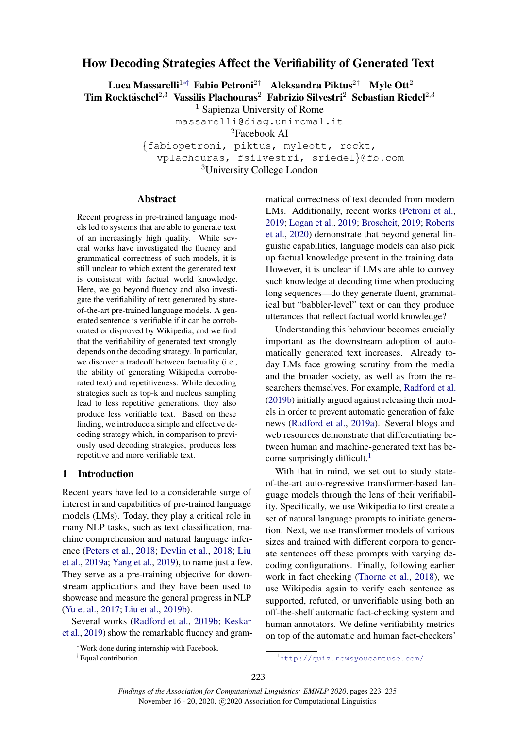# How Decoding Strategies Affect the Verifiability of Generated Text

**Luca Massarelli**[1*†] **Fabio Petroni**[2†] **Aleksandra Piktus**[2†] **Myle Ott**[2]
**Tim Rocktäschel**[2,3] **Vassilis Plachouras**[2] **Fabrizio Silvestri**[2] **Sebastian Riedel**[2,3]

[1] Sapienza University of Rome
massarelli@diag.uniroma1.it
[2]Facebook AI
{fabiopetroni, piktus, myleott, rockt, vplachouras, fsilvestri, sriedel}@fb.com
[3]University College London

## Abstract

Recent progress in pre-trained language models led to systems that are able to generate text of an increasingly high quality. While several works have investigated the fluency and grammatical correctness of such models, it is still unclear to which extent the generated text is consistent with factual world knowledge. Here, we go beyond fluency and also investigate the verifiability of text generated by state-of-the-art pre-trained language models. A generated sentence is verifiable if it can be corroborated or disproved by Wikipedia, and we find that the verifiability of generated text strongly depends on the decoding strategy. In particular, we discover a tradeoff between factuality (i.e., the ability of generating Wikipedia corroborated text) and repetitiveness. While decoding strategies such as top-k and nucleus sampling lead to less repetitive generations, they also produce less verifiable text. Based on these finding, we introduce a simple and effective decoding strategy which, in comparison to previously used decoding strategies, produces less repetitive and more verifiable text.

## 1 Introduction

Recent years have led to a considerable surge of interest in and capabilities of pre-trained language models (LMs). Today, they play a critical role in many NLP tasks, such as text classification, machine comprehension and natural language inference (Peters et al., 2018; Devlin et al., 2018; Liu et al., 2019a; Yang et al., 2019), to name just a few. They serve as a pre-training objective for downstream applications and they have been used to showcase and measure the general progress in NLP (Yu et al., 2017; Liu et al., 2019b).

Several works (Radford et al., 2019b; Keskar et al., 2019) show the remarkable fluency and grammatical correctness of text decoded from modern LMs. Additionally, recent works (Petroni et al., 2019; Logan et al., 2019; Broscheit, 2019; Roberts et al., 2020) demonstrate that beyond general linguistic capabilities, language models can also pick up factual knowledge present in the training data. However, it is unclear if LMs are able to convey such knowledge at decoding time when producing long sequences—do they generate fluent, grammatical but "babbler-level" text or can they produce utterances that reflect factual world knowledge?

Understanding this behaviour becomes crucially important as the downstream adoption of automatically generated text increases. Already today LMs face growing scrutiny from the media and the broader society, as well as from the researchers themselves. For example, Radford et al. (2019b) initially argued against releasing their models in order to prevent automatic generation of fake news (Radford et al., 2019a). Several blogs and web resources demonstrate that differentiating between human and machine-generated text has become surprisingly difficult.[1]

With that in mind, we set out to study state-of-the-art auto-regressive transformer-based language models through the lens of their verifiability. Specifically, we use Wikipedia to first create a set of natural language prompts to initiate generation. Next, we use transformer models of various sizes and trained with different corpora to generate sentences off these prompts with varying decoding configurations. Finally, following earlier work in fact checking (Thorne et al., 2018), we use Wikipedia again to verify each sentence as supported, refuted, or unverifiable using both an off-the-shelf automatic fact-checking system and human annotators. We define verifiability metrics on top of the automatic and human fact-checkers'

*Work done during internship with Facebook.
†Equal contribution.

[1]http://quiz.newsyoucantuse.com/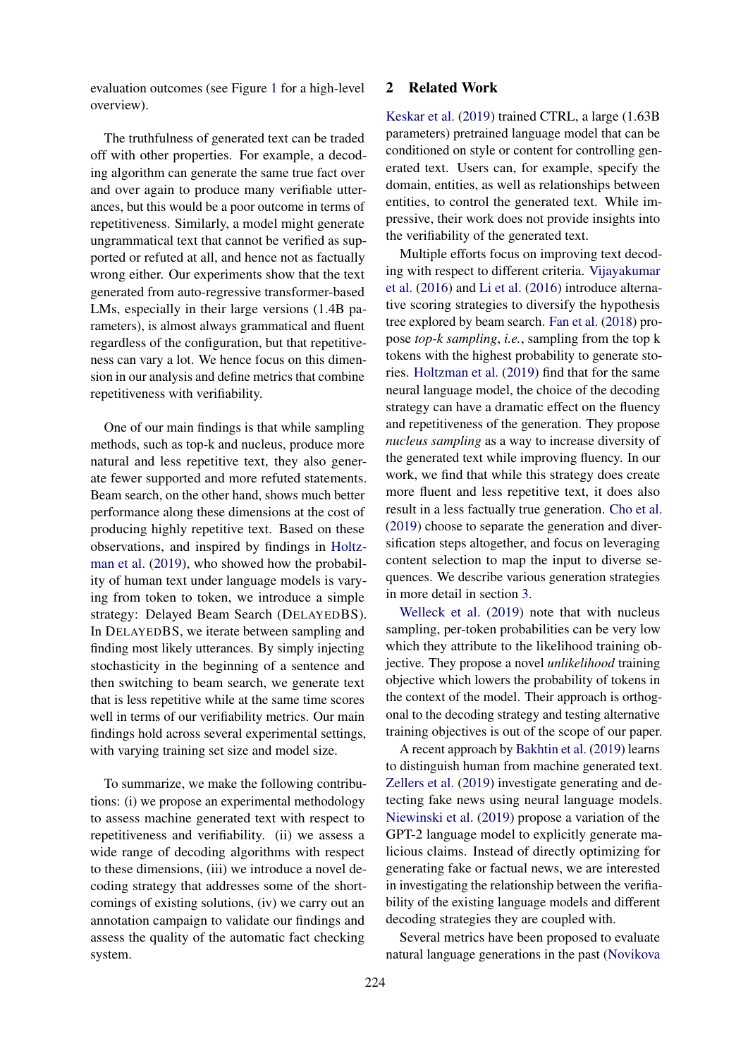evaluation outcomes (see Figure 1 for a high-level overview).

The truthfulness of generated text can be traded off with other properties. For example, a decoding algorithm can generate the same true fact over and over again to produce many verifiable utterances, but this would be a poor outcome in terms of repetitiveness. Similarly, a model might generate ungrammatical text that cannot be verified as supported or refuted at all, and hence not as factually wrong either. Our experiments show that the text generated from auto-regressive transformer-based LMs, especially in their large versions (1.4B parameters), is almost always grammatical and fluent regardless of the configuration, but that repetitiveness can vary a lot. We hence focus on this dimension in our analysis and define metrics that combine repetitiveness with verifiability.

One of our main findings is that while sampling methods, such as top-k and nucleus, produce more natural and less repetitive text, they also generate fewer supported and more refuted statements. Beam search, on the other hand, shows much better performance along these dimensions at the cost of producing highly repetitive text. Based on these observations, and inspired by findings in Holtzman et al. (2019), who showed how the probability of human text under language models is varying from token to token, we introduce a simple strategy: Delayed Beam Search (DELAYEDBS). In DELAYEDBS, we iterate between sampling and finding most likely utterances. By simply injecting stochasticity in the beginning of a sentence and then switching to beam search, we generate text that is less repetitive while at the same time scores well in terms of our verifiability metrics. Our main findings hold across several experimental settings, with varying training set size and model size.

To summarize, we make the following contributions: (i) we propose an experimental methodology to assess machine generated text with respect to repetitiveness and verifiability. (ii) we assess a wide range of decoding algorithms with respect to these dimensions, (iii) we introduce a novel decoding strategy that addresses some of the shortcomings of existing solutions, (iv) we carry out an annotation campaign to validate our findings and assess the quality of the automatic fact checking system.

## 2 Related Work

Keskar et al. (2019) trained CTRL, a large (1.63B parameters) pretrained language model that can be conditioned on style or content for controlling generated text. Users can, for example, specify the domain, entities, as well as relationships between entities, to control the generated text. While impressive, their work does not provide insights into the verifiability of the generated text.

Multiple efforts focus on improving text decoding with respect to different criteria. Vijayakumar et al. (2016) and Li et al. (2016) introduce alternative scoring strategies to diversify the hypothesis tree explored by beam search. Fan et al. (2018) propose *top-k sampling*, *i.e.*, sampling from the top k tokens with the highest probability to generate stories. Holtzman et al. (2019) find that for the same neural language model, the choice of the decoding strategy can have a dramatic effect on the fluency and repetitiveness of the generation. They propose *nucleus sampling* as a way to increase diversity of the generated text while improving fluency. In our work, we find that while this strategy does create more fluent and less repetitive text, it does also result in a less factually true generation. Cho et al. (2019) choose to separate the generation and diversification steps altogether, and focus on leveraging content selection to map the input to diverse sequences. We describe various generation strategies in more detail in section 3.

Welleck et al. (2019) note that with nucleus sampling, per-token probabilities can be very low which they attribute to the likelihood training objective. They propose a novel *unlikelihood* training objective which lowers the probability of tokens in the context of the model. Their approach is orthogonal to the decoding strategy and testing alternative training objectives is out of the scope of our paper.

A recent approach by Bakhtin et al. (2019) learns to distinguish human from machine generated text. Zellers et al. (2019) investigate generating and detecting fake news using neural language models. Niewinski et al. (2019) propose a variation of the GPT-2 language model to explicitly generate malicious claims. Instead of directly optimizing for generating fake or factual news, we are interested in investigating the relationship between the verifiability of the existing language models and different decoding strategies they are coupled with.

Several metrics have been proposed to evaluate natural language generations in the past (Novikova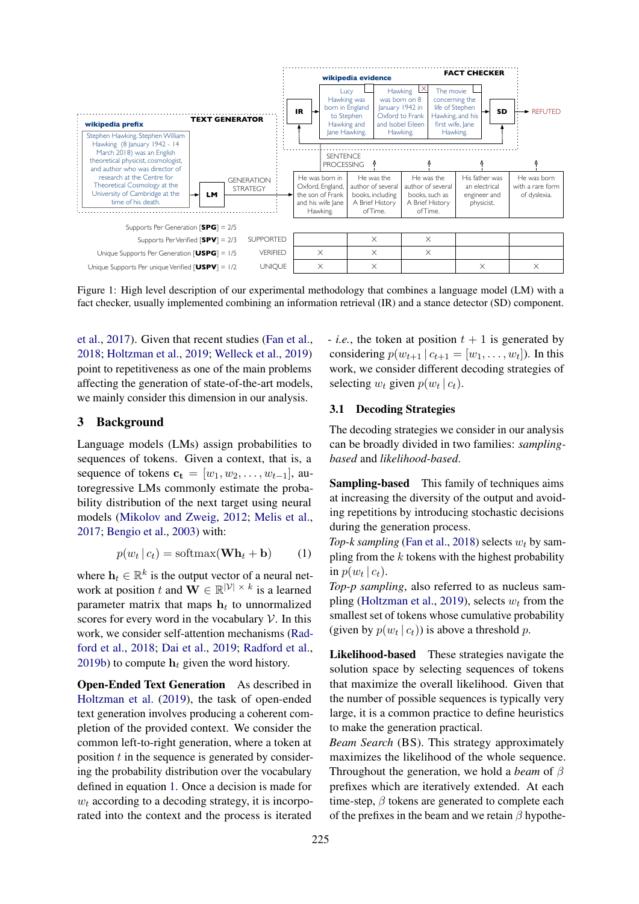| | | | | | | |
|---|---|---|---|---|---|---|
| Supports Per Generation [**SPG**] = 2/5 | SUPPORTED | | × | × | | |
| Supports Per Verified [**SPV**] = 2/3 | VERIFIED | × | × | × | | |
| Unique Supports Per Generation [**USPG**] = 1/5 | UNIQUE | × | × | | × | × |
| Unique Supports Per unique Verified [**USPV**] = 1/2 | | | | | | |

Figure 1: High level description of our experimental methodology that combines a language model (LM) with a fact checker, usually implemented combining an information retrieval (IR) and a stance detector (SD) component.

et al., 2017). Given that recent studies (Fan et al., 2018; Holtzman et al., 2019; Welleck et al., 2019) point to repetitiveness as one of the main problems affecting the generation of state-of-the-art models, we mainly consider this dimension in our analysis.

## 3 Background

Language models (LMs) assign probabilities to sequences of tokens. Given a context, that is, a sequence of tokens $\mathbf{c_t} = [w_1, w_2, \ldots, w_{t-1}]$, autoregressive LMs commonly estimate the probability distribution of the next target using neural models (Mikolov and Zweig, 2012; Melis et al., 2017; Bengio et al., 2003) with:

$$p(w_t \mid c_t) = \mathrm{softmax}(\mathbf{W}\mathbf{h}_t + \mathbf{b}) \qquad (1)$$

where $\mathbf{h}_t \in \mathbb{R}^k$ is the output vector of a neural network at position $t$ and $\mathbf{W} \in \mathbb{R}^{|\mathcal{V}| \times k}$ is a learned parameter matrix that maps $\mathbf{h}_t$ to unnormalized scores for every word in the vocabulary $\mathcal{V}$. In this work, we consider self-attention mechanisms (Radford et al., 2018; Dai et al., 2019; Radford et al., 2019b) to compute $\mathbf{h}_t$ given the word history.

**Open-Ended Text Generation** As described in Holtzman et al. (2019), the task of open-ended text generation involves producing a coherent completion of the provided context. We consider the common left-to-right generation, where a token at position $t$ in the sequence is generated by considering the probability distribution over the vocabulary defined in equation 1. Once a decision is made for $w_t$ according to a decoding strategy, it is incorporated into the context and the process is iterated - *i.e.*, the token at position $t+1$ is generated by considering $p(w_{t+1} \mid c_{t+1} = [w_1, \ldots, w_t])$. In this work, we consider different decoding strategies of selecting $w_t$ given $p(w_t \mid c_t)$.

### 3.1 Decoding Strategies

The decoding strategies we consider in our analysis can be broadly divided in two families: *sampling-based* and *likelihood-based*.

**Sampling-based** This family of techniques aims at increasing the diversity of the output and avoiding repetitions by introducing stochastic decisions during the generation process.

*Top-k sampling* (Fan et al., 2018) selects $w_t$ by sampling from the $k$ tokens with the highest probability in $p(w_t \mid c_t)$.

*Top-p sampling*, also referred to as nucleus sampling (Holtzman et al., 2019), selects $w_t$ from the smallest set of tokens whose cumulative probability (given by $p(w_t \mid c_t)$) is above a threshold $p$.

**Likelihood-based** These strategies navigate the solution space by selecting sequences of tokens that maximize the overall likelihood. Given that the number of possible sequences is typically very large, it is a common practice to define heuristics to make the generation practical.

*Beam Search* (BS). This strategy approximately maximizes the likelihood of the whole sequence. Throughout the generation, we hold a *beam* of $\beta$ prefixes which are iteratively extended. At each time-step, $\beta$ tokens are generated to complete each of the prefixes in the beam and we retain $\beta$ hypothe-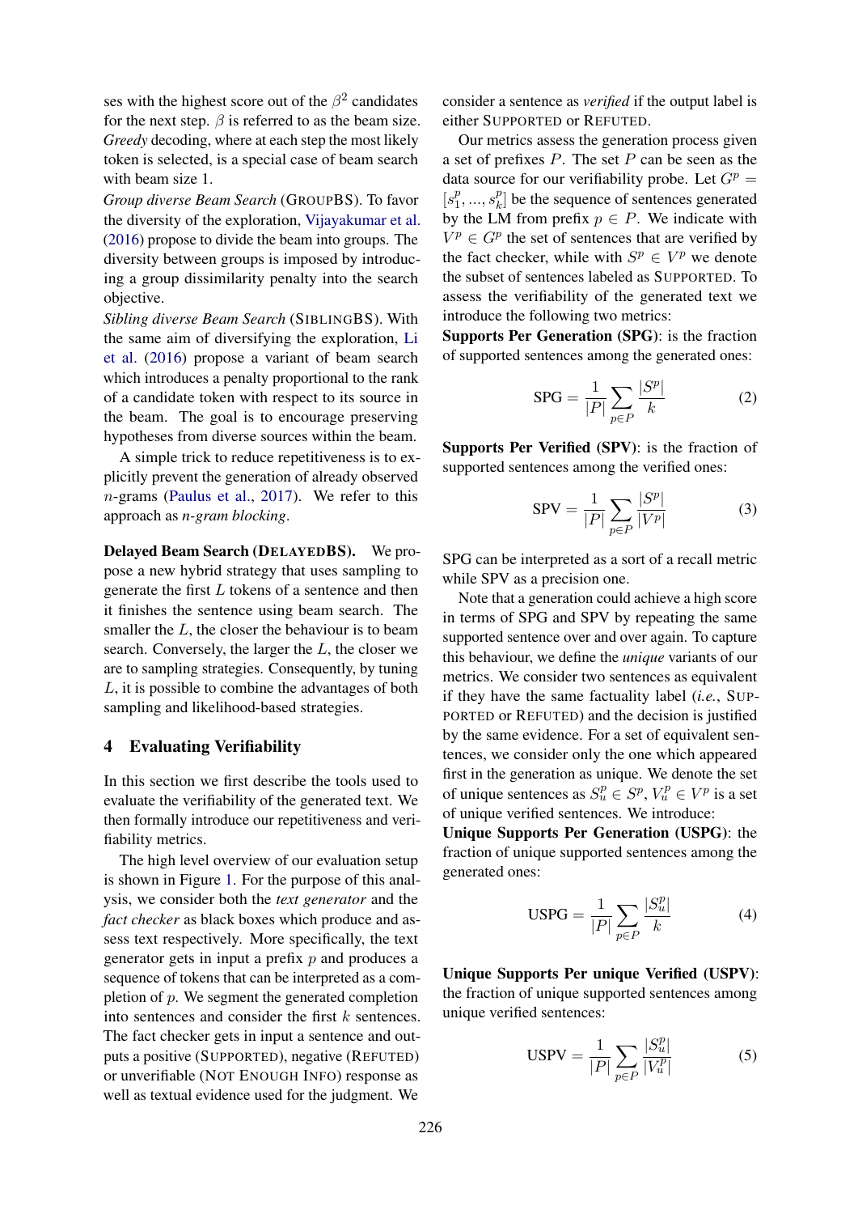ses with the highest score out of the $\beta^2$ candidates for the next step. $\beta$ is referred to as the beam size. *Greedy* decoding, where at each step the most likely token is selected, is a special case of beam search with beam size 1.

*Group diverse Beam Search* (GROUPBS). To favor the diversity of the exploration, Vijayakumar et al. (2016) propose to divide the beam into groups. The diversity between groups is imposed by introducing a group dissimilarity penalty into the search objective.

*Sibling diverse Beam Search* (SIBLINGBS). With the same aim of diversifying the exploration, Li et al. (2016) propose a variant of beam search which introduces a penalty proportional to the rank of a candidate token with respect to its source in the beam. The goal is to encourage preserving hypotheses from diverse sources within the beam.

A simple trick to reduce repetitiveness is to explicitly prevent the generation of already observed $n$-grams (Paulus et al., 2017). We refer to this approach as *n-gram blocking*.

**Delayed Beam Search (DELAYEDBS).** We propose a new hybrid strategy that uses sampling to generate the first $L$ tokens of a sentence and then it finishes the sentence using beam search. The smaller the $L$, the closer the behaviour is to beam search. Conversely, the larger the $L$, the closer we are to sampling strategies. Consequently, by tuning $L$, it is possible to combine the advantages of both sampling and likelihood-based strategies.

## 4 Evaluating Verifiability

In this section we first describe the tools used to evaluate the verifiability of the generated text. We then formally introduce our repetitiveness and verifiability metrics.

The high level overview of our evaluation setup is shown in Figure 1. For the purpose of this analysis, we consider both the *text generator* and the *fact checker* as black boxes which produce and assess text respectively. More specifically, the text generator gets in input a prefix $p$ and produces a sequence of tokens that can be interpreted as a completion of $p$. We segment the generated completion into sentences and consider the first $k$ sentences. The fact checker gets in input a sentence and outputs a positive (SUPPORTED), negative (REFUTED) or unverifiable (NOT ENOUGH INFO) response as well as textual evidence used for the judgment. We consider a sentence as *verified* if the output label is either SUPPORTED or REFUTED.

Our metrics assess the generation process given a set of prefixes $P$. The set $P$ can be seen as the data source for our verifiability probe. Let $G^p = [s_1^p, ..., s_k^p]$ be the sequence of sentences generated by the LM from prefix $p \in P$. We indicate with $V^p \in G^p$ the set of sentences that are verified by the fact checker, while with $S^p \in V^p$ we denote the subset of sentences labeled as SUPPORTED. To assess the verifiability of the generated text we introduce the following two metrics:

**Supports Per Generation (SPG)**: is the fraction of supported sentences among the generated ones:

$$\text{SPG} = \frac{1}{|P|} \sum_{p \in P} \frac{|S^p|}{k} \tag{2}$$

**Supports Per Verified (SPV)**: is the fraction of supported sentences among the verified ones:

$$\text{SPV} = \frac{1}{|P|} \sum_{p \in P} \frac{|S^p|}{|V^p|} \tag{3}$$

SPG can be interpreted as a sort of a recall metric while SPV as a precision one.

Note that a generation could achieve a high score in terms of SPG and SPV by repeating the same supported sentence over and over again. To capture this behaviour, we define the *unique* variants of our metrics. We consider two sentences as equivalent if they have the same factuality label (*i.e.*, SUPPORTED or REFUTED) and the decision is justified by the same evidence. For a set of equivalent sentences, we consider only the one which appeared first in the generation as unique. We denote the set of unique sentences as $S_u^p \in S^p$, $V_u^p \in V^p$ is a set of unique verified sentences. We introduce:

**Unique Supports Per Generation (USPG)**: the fraction of unique supported sentences among the generated ones:

$$\text{USPG} = \frac{1}{|P|} \sum_{p \in P} \frac{|S_u^p|}{k} \tag{4}$$

**Unique Supports Per unique Verified (USPV)**: the fraction of unique supported sentences among unique verified sentences:

$$\text{USPV} = \frac{1}{|P|} \sum_{p \in P} \frac{|S_u^p|}{|V_u^p|} \tag{5}$$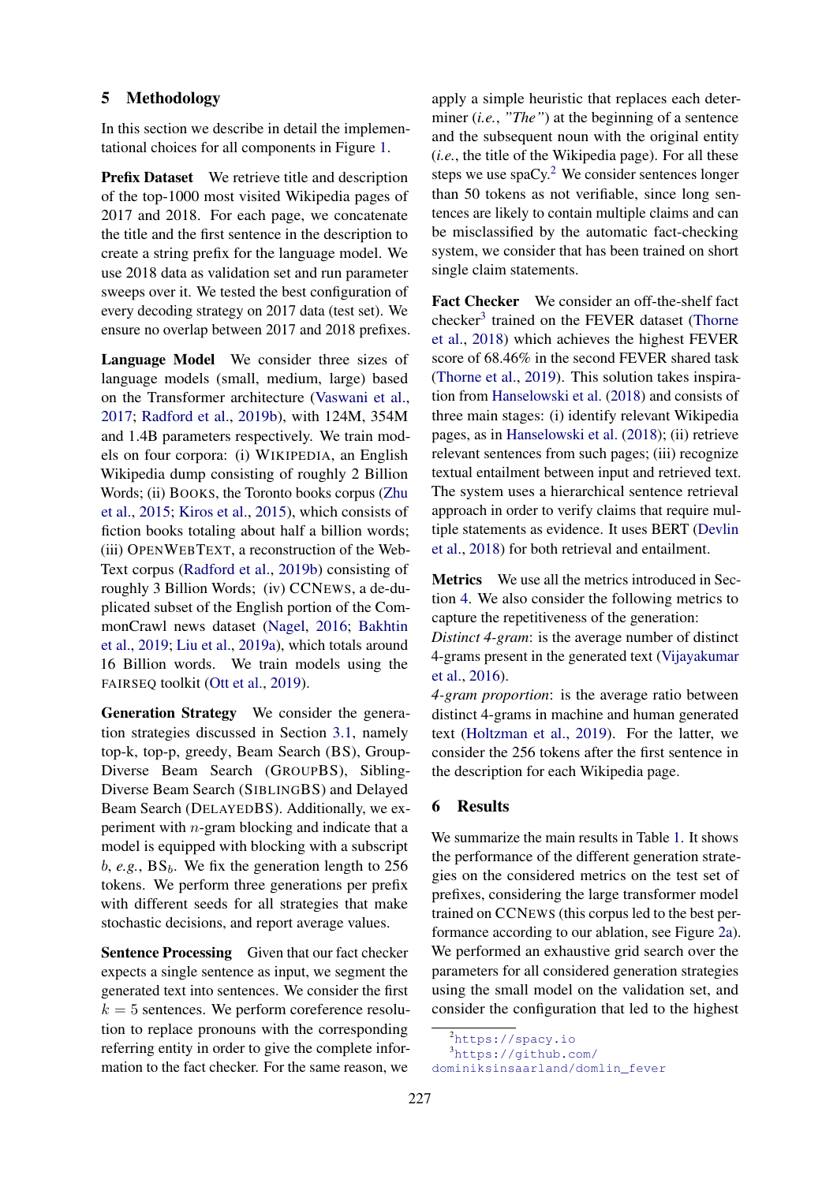## 5 Methodology

In this section we describe in detail the implementational choices for all components in Figure 1.

**Prefix Dataset** We retrieve title and description of the top-1000 most visited Wikipedia pages of 2017 and 2018. For each page, we concatenate the title and the first sentence in the description to create a string prefix for the language model. We use 2018 data as validation set and run parameter sweeps over it. We tested the best configuration of every decoding strategy on 2017 data (test set). We ensure no overlap between 2017 and 2018 prefixes.

**Language Model** We consider three sizes of language models (small, medium, large) based on the Transformer architecture (Vaswani et al., 2017; Radford et al., 2019b), with 124M, 354M and 1.4B parameters respectively. We train models on four corpora: (i) WIKIPEDIA, an English Wikipedia dump consisting of roughly 2 Billion Words; (ii) BOOKS, the Toronto books corpus (Zhu et al., 2015; Kiros et al., 2015), which consists of fiction books totaling about half a billion words; (iii) OPENWEBTEXT, a reconstruction of the WebText corpus (Radford et al., 2019b) consisting of roughly 3 Billion Words; (iv) CCNEWS, a de-duplicated subset of the English portion of the CommonCrawl news dataset (Nagel, 2016; Bakhtin et al., 2019; Liu et al., 2019a), which totals around 16 Billion words. We train models using the FAIRSEQ toolkit (Ott et al., 2019).

**Generation Strategy** We consider the generation strategies discussed in Section 3.1, namely top-k, top-p, greedy, Beam Search (BS), Group-Diverse Beam Search (GROUPBS), Sibling-Diverse Beam Search (SIBLINGBS) and Delayed Beam Search (DELAYEDBS). Additionally, we experiment with $n$-gram blocking and indicate that a model is equipped with blocking with a subscript $b$, *e.g.*, $\text{BS}_b$. We fix the generation length to 256 tokens. We perform three generations per prefix with different seeds for all strategies that make stochastic decisions, and report average values.

**Sentence Processing** Given that our fact checker expects a single sentence as input, we segment the generated text into sentences. We consider the first $k = 5$ sentences. We perform coreference resolution to replace pronouns with the corresponding referring entity in order to give the complete information to the fact checker. For the same reason, we apply a simple heuristic that replaces each determiner (*i.e.*, *"The"*) at the beginning of a sentence and the subsequent noun with the original entity (*i.e.*, the title of the Wikipedia page). For all these steps we use spaCy.[2] We consider sentences longer than 50 tokens as not verifiable, since long sentences are likely to contain multiple claims and can be misclassified by the automatic fact-checking system, we consider that has been trained on short single claim statements.

**Fact Checker** We consider an off-the-shelf fact checker[3] trained on the FEVER dataset (Thorne et al., 2018) which achieves the highest FEVER score of 68.46% in the second FEVER shared task (Thorne et al., 2019). This solution takes inspiration from Hanselowski et al. (2018) and consists of three main stages: (i) identify relevant Wikipedia pages, as in Hanselowski et al. (2018); (ii) retrieve relevant sentences from such pages; (iii) recognize textual entailment between input and retrieved text. The system uses a hierarchical sentence retrieval approach in order to verify claims that require multiple statements as evidence. It uses BERT (Devlin et al., 2018) for both retrieval and entailment.

**Metrics** We use all the metrics introduced in Section 4. We also consider the following metrics to capture the repetitiveness of the generation:
*Distinct 4-gram*: is the average number of distinct 4-grams present in the generated text (Vijayakumar et al., 2016).
*4-gram proportion*: is the average ratio between distinct 4-grams in machine and human generated text (Holtzman et al., 2019). For the latter, we consider the 256 tokens after the first sentence in the description for each Wikipedia page.

## 6 Results

We summarize the main results in Table 1. It shows the performance of the different generation strategies on the considered metrics on the test set of prefixes, considering the large transformer model trained on CCNEWS (this corpus led to the best performance according to our ablation, see Figure 2a). We performed an exhaustive grid search over the parameters for all considered generation strategies using the small model on the validation set, and consider the configuration that led to the highest

[2] https://spacy.io
[3] https://github.com/dominiksinsaarland/domlin_fever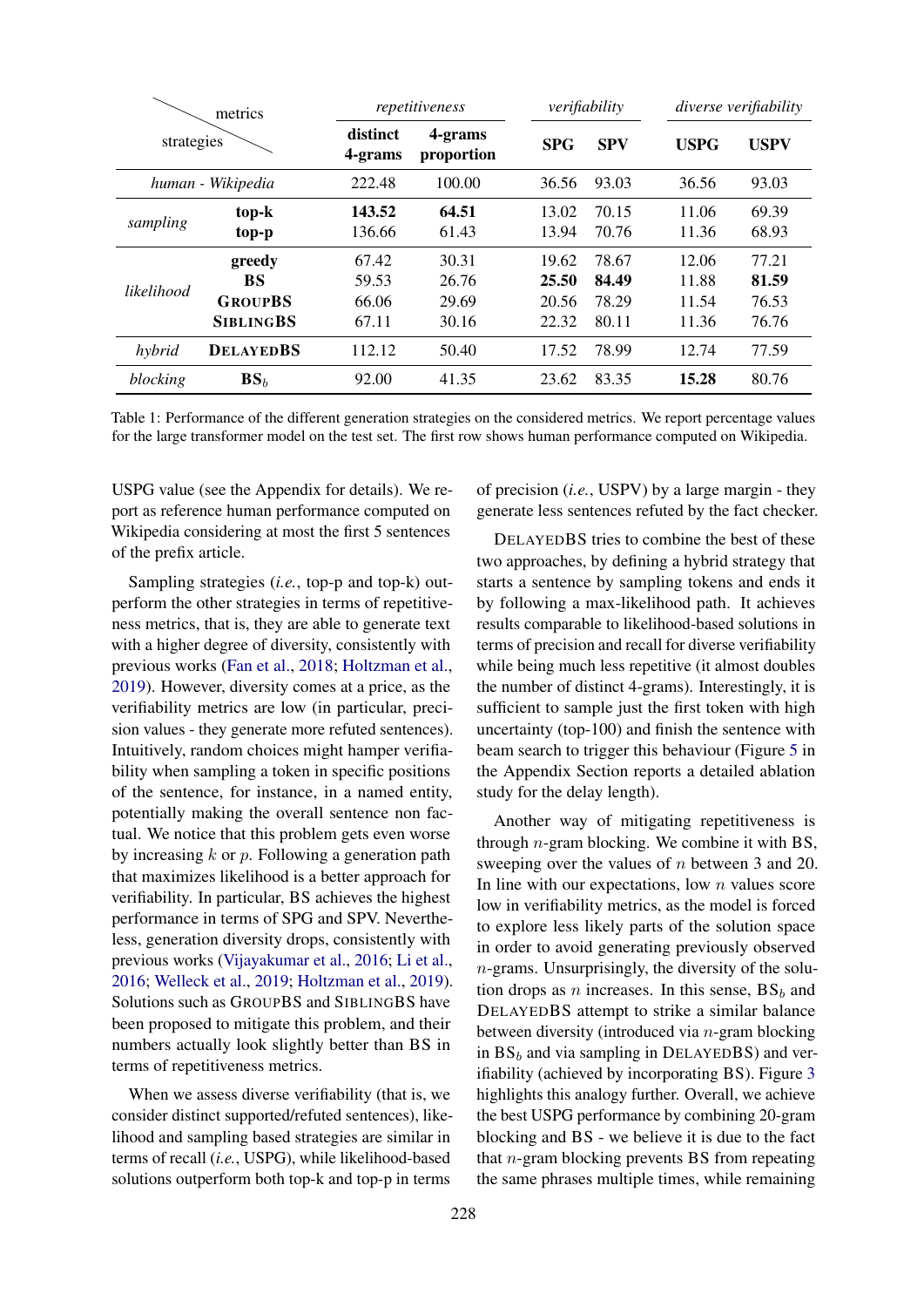| strategies \ metrics | | *repetitiveness* | | *verifiability* | | *diverse verifiability* | |
|---|---|---|---|---|---|---|---|
| | | **distinct 4-grams** | **4-grams proportion** | **SPG** | **SPV** | **USPG** | **USPV** |
| *human - Wikipedia* | | 222.48 | 100.00 | 36.56 | 93.03 | 36.56 | 93.03 |
| *sampling* | **top-k** | **143.52** | **64.51** | 13.02 | 70.15 | 11.06 | 69.39 |
| | **top-p** | 136.66 | 61.43 | 13.94 | 70.76 | 11.36 | 68.93 |
| *likelihood* | **greedy** | 67.42 | 30.31 | 19.62 | 78.67 | 12.06 | 77.21 |
| | **BS** | 59.53 | 26.76 | **25.50** | **84.49** | 11.88 | **81.59** |
| | **GROUPBS** | 66.06 | 29.69 | 20.56 | 78.29 | 11.54 | 76.53 |
| | **SIBLINGBS** | 67.11 | 30.16 | 22.32 | 80.11 | 11.36 | 76.76 |
| *hybrid* | **DELAYEDBS** | 112.12 | 50.40 | 17.52 | 78.99 | 12.74 | 77.59 |
| *blocking* | **BS**$_b$ | 92.00 | 41.35 | 23.62 | 83.35 | **15.28** | 80.76 |

Table 1: Performance of the different generation strategies on the considered metrics. We report percentage values for the large transformer model on the test set. The first row shows human performance computed on Wikipedia.

USPG value (see the Appendix for details). We report as reference human performance computed on Wikipedia considering at most the first 5 sentences of the prefix article.

Sampling strategies (*i.e.*, top-p and top-k) outperform the other strategies in terms of repetitiveness metrics, that is, they are able to generate text with a higher degree of diversity, consistently with previous works (Fan et al., 2018; Holtzman et al., 2019). However, diversity comes at a price, as the verifiability metrics are low (in particular, precision values - they generate more refuted sentences). Intuitively, random choices might hamper verifiability when sampling a token in specific positions of the sentence, for instance, in a named entity, potentially making the overall sentence non factual. We notice that this problem gets even worse by increasing $k$ or $p$. Following a generation path that maximizes likelihood is a better approach for verifiability. In particular, BS achieves the highest performance in terms of SPG and SPV. Nevertheless, generation diversity drops, consistently with previous works (Vijayakumar et al., 2016; Li et al., 2016; Welleck et al., 2019; Holtzman et al., 2019). Solutions such as GROUPBS and SIBLINGBS have been proposed to mitigate this problem, and their numbers actually look slightly better than BS in terms of repetitiveness metrics.

When we assess diverse verifiability (that is, we consider distinct supported/refuted sentences), likelihood and sampling based strategies are similar in terms of recall (*i.e.*, USPG), while likelihood-based solutions outperform both top-k and top-p in terms of precision (*i.e.*, USPV) by a large margin - they generate less sentences refuted by the fact checker.

DELAYEDBS tries to combine the best of these two approaches, by defining a hybrid strategy that starts a sentence by sampling tokens and ends it by following a max-likelihood path. It achieves results comparable to likelihood-based solutions in terms of precision and recall for diverse verifiability while being much less repetitive (it almost doubles the number of distinct 4-grams). Interestingly, it is sufficient to sample just the first token with high uncertainty (top-100) and finish the sentence with beam search to trigger this behaviour (Figure 5 in the Appendix Section reports a detailed ablation study for the delay length).

Another way of mitigating repetitiveness is through $n$-gram blocking. We combine it with BS, sweeping over the values of $n$ between 3 and 20. In line with our expectations, low $n$ values score low in verifiability metrics, as the model is forced to explore less likely parts of the solution space in order to avoid generating previously observed $n$-grams. Unsurprisingly, the diversity of the solution drops as $n$ increases. In this sense, BS$_b$ and DELAYEDBS attempt to strike a similar balance between diversity (introduced via $n$-gram blocking in BS$_b$ and via sampling in DELAYEDBS) and verifiability (achieved by incorporating BS). Figure 3 highlights this analogy further. Overall, we achieve the best USPG performance by combining 20-gram blocking and BS - we believe it is due to the fact that $n$-gram blocking prevents BS from repeating the same phrases multiple times, while remaining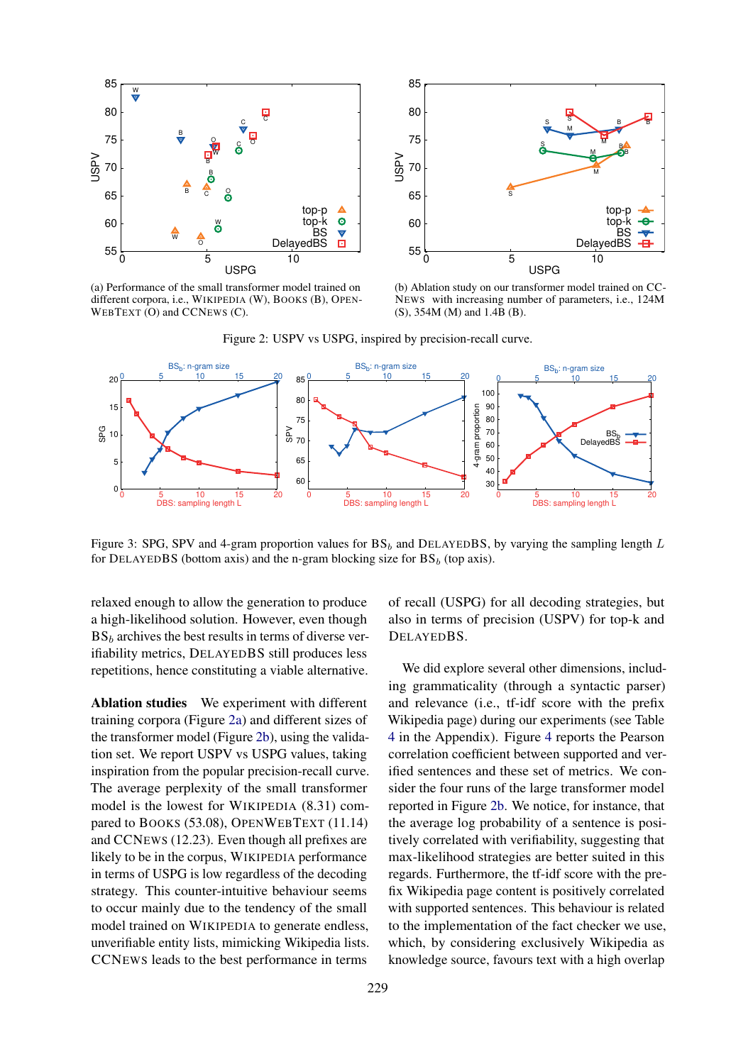(a) Performance of the small transformer model trained on different corpora, i.e., WIKIPEDIA (W), BOOKS (B), OPENWEBTEXT (O) and CCNEWS (C).

(b) Ablation study on our transformer model trained on CCNEWS with increasing number of parameters, i.e., 124M (S), 354M (M) and 1.4B (B).

Figure 2: USPV vs USPG, inspired by precision-recall curve.

Figure 3: SPG, SPV and 4-gram proportion values for $BS_b$ and DELAYEDBS, by varying the sampling length $L$ for DELAYEDBS (bottom axis) and the n-gram blocking size for $BS_b$ (top axis).

relaxed enough to allow the generation to produce a high-likelihood solution. However, even though $BS_b$ archives the best results in terms of diverse verifiability metrics, DELAYEDBS still produces less repetitions, hence constituting a viable alternative.

**Ablation studies** We experiment with different training corpora (Figure 2a) and different sizes of the transformer model (Figure 2b), using the validation set. We report USPV vs USPG values, taking inspiration from the popular precision-recall curve. The average perplexity of the small transformer model is the lowest for WIKIPEDIA (8.31) compared to BOOKS (53.08), OPENWEBTEXT (11.14) and CCNEWS (12.23). Even though all prefixes are likely to be in the corpus, WIKIPEDIA performance in terms of USPG is low regardless of the decoding strategy. This counter-intuitive behaviour seems to occur mainly due to the tendency of the small model trained on WIKIPEDIA to generate endless, unverifiable entity lists, mimicking Wikipedia lists. CCNEWS leads to the best performance in terms of recall (USPG) for all decoding strategies, but also in terms of precision (USPV) for top-k and DELAYEDBS.

We did explore several other dimensions, including grammaticality (through a syntactic parser) and relevance (i.e., tf-idf score with the prefix Wikipedia page) during our experiments (see Table 4 in the Appendix). Figure 4 reports the Pearson correlation coefficient between supported and verified sentences and these set of metrics. We consider the four runs of the large transformer model reported in Figure 2b. We notice, for instance, that the average log probability of a sentence is positively correlated with verifiability, suggesting that max-likelihood strategies are better suited in this regards. Furthermore, the tf-idf score with the prefix Wikipedia page content is positively correlated with supported sentences. This behaviour is related to the implementation of the fact checker we use, which, by considering exclusively Wikipedia as knowledge source, favours text with a high overlap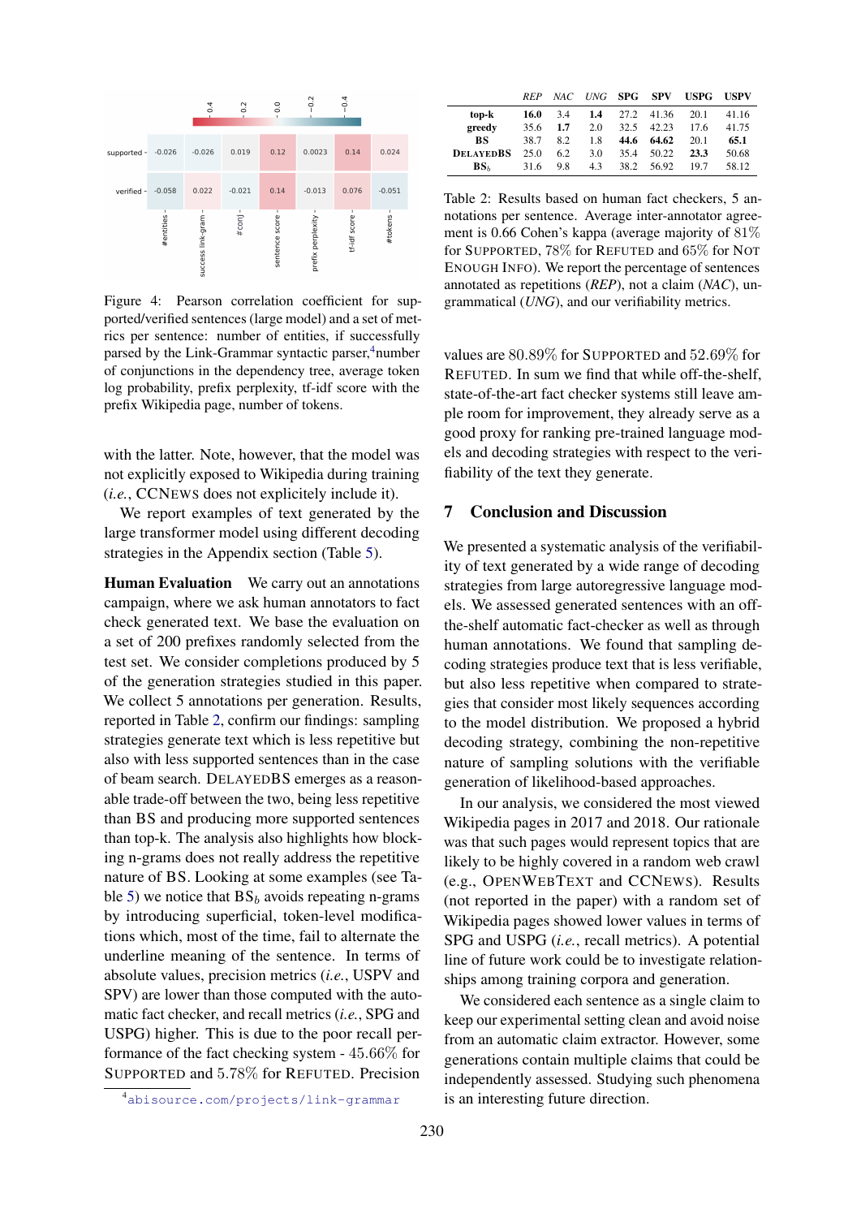| | supported | verified |
|---|---|---|
| #entities | -0.026 | -0.058 |
| success link-gram | -0.026 | 0.022 |
| # conj | 0.019 | -0.021 |
| sentence score | 0.12 | 0.14 |
| prefix perplexity | 0.0023 | -0.013 |
| tf-idf score | 0.14 | 0.076 |
| #tokens | 0.024 | -0.051 |

Figure 4: Pearson correlation coefficient for supported/verified sentences (large model) and a set of metrics per sentence: number of entities, if successfully parsed by the Link-Grammar syntactic parser,[4] number of conjunctions in the dependency tree, average token log probability, prefix perplexity, tf-idf score with the prefix Wikipedia page, number of tokens.

with the latter. Note, however, that the model was not explicitly exposed to Wikipedia during training (*i.e.*, CCNEWS does not explicitely include it).

We report examples of text generated by the large transformer model using different decoding strategies in the Appendix section (Table 5).

**Human Evaluation** We carry out an annotations campaign, where we ask human annotators to fact check generated text. We base the evaluation on a set of 200 prefixes randomly selected from the test set. We consider completions produced by 5 of the generation strategies studied in this paper. We collect 5 annotations per generation. Results, reported in Table 2, confirm our findings: sampling strategies generate text which is less repetitive but also with less supported sentences than in the case of beam search. DELAYEDBS emerges as a reasonable trade-off between the two, being less repetitive than BS and producing more supported sentences than top-k. The analysis also highlights how blocking n-grams does not really address the repetitive nature of BS. Looking at some examples (see Table 5) we notice that $BS_b$ avoids repeating n-grams by introducing superficial, token-level modifications which, most of the time, fail to alternate the underline meaning of the sentence. In terms of absolute values, precision metrics (*i.e.*, USPV and SPV) are lower than those computed with the automatic fact checker, and recall metrics (*i.e.*, SPG and USPG) higher. This is due to the poor recall performance of the fact checking system - 45.66% for SUPPORTED and 5.78% for REFUTED. Precision

[4] abisource.com/projects/link-grammar

| | *REP* | *NAC* | *UNG* | **SPG** | **SPV** | **USPG** | **USPV** |
|---|---|---|---|---|---|---|---|
| **top-k** | **16.0** | 3.4 | **1.4** | 27.2 | 41.36 | 20.1 | 41.16 |
| **greedy** | 35.6 | **1.7** | 2.0 | 32.5 | 42.23 | 17.6 | 41.75 |
| **BS** | 38.7 | 8.2 | 1.8 | **44.6** | **64.62** | 20.1 | **65.1** |
| **DELAYEDBS** | 25.0 | 6.2 | 3.0 | 35.4 | 50.22 | **23.3** | 50.68 |
| **$BS_b$** | 31.6 | 9.8 | 4.3 | 38.2 | 56.92 | 19.7 | 58.12 |

Table 2: Results based on human fact checkers, 5 annotations per sentence. Average inter-annotator agreement is 0.66 Cohen's kappa (average majority of 81% for SUPPORTED, 78% for REFUTED and 65% for NOT ENOUGH INFO). We report the percentage of sentences annotated as repetitions (*REP*), not a claim (*NAC*), ungrammatical (*UNG*), and our verifiability metrics.

values are 80.89% for SUPPORTED and 52.69% for REFUTED. In sum we find that while off-the-shelf, state-of-the-art fact checker systems still leave ample room for improvement, they already serve as a good proxy for ranking pre-trained language models and decoding strategies with respect to the verifiability of the text they generate.

## 7 Conclusion and Discussion

We presented a systematic analysis of the verifiability of text generated by a wide range of decoding strategies from large autoregressive language models. We assessed generated sentences with an off-the-shelf automatic fact-checker as well as through human annotations. We found that sampling decoding strategies produce text that is less verifiable, but also less repetitive when compared to strategies that consider most likely sequences according to the model distribution. We proposed a hybrid decoding strategy, combining the non-repetitive nature of sampling solutions with the verifiable generation of likelihood-based approaches.

In our analysis, we considered the most viewed Wikipedia pages in 2017 and 2018. Our rationale was that such pages would represent topics that are likely to be highly covered in a random web crawl (e.g., OPENWEBTEXT and CCNEWS). Results (not reported in the paper) with a random set of Wikipedia pages showed lower values in terms of SPG and USPG (*i.e.*, recall metrics). A potential line of future work could be to investigate relationships among training corpora and generation.

We considered each sentence as a single claim to keep our experimental setting clean and avoid noise from an automatic claim extractor. However, some generations contain multiple claims that could be independently assessed. Studying such phenomena is an interesting future direction.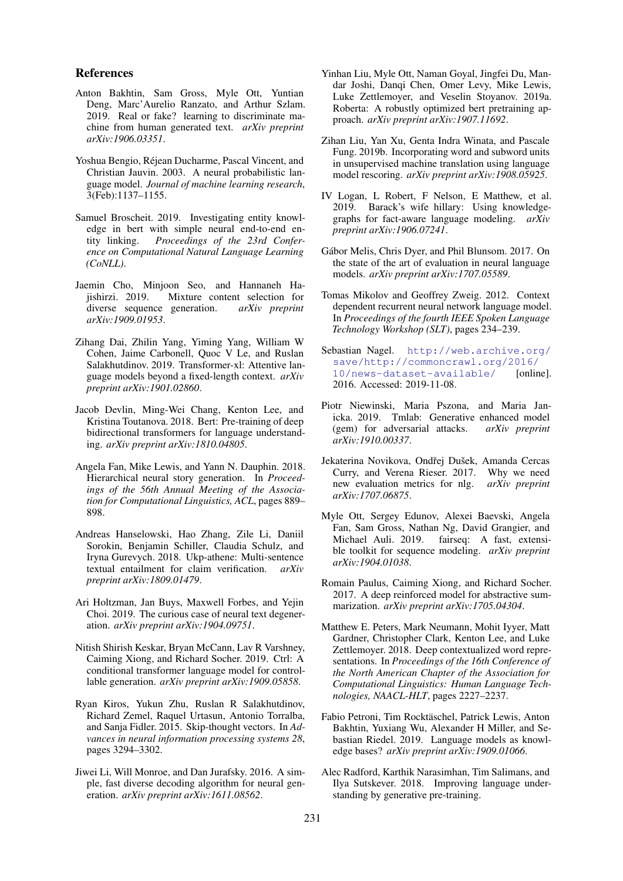## References

Anton Bakhtin, Sam Gross, Myle Ott, Yuntian Deng, Marc'Aurelio Ranzato, and Arthur Szlam. 2019. Real or fake? learning to discriminate machine from human generated text. *arXiv preprint arXiv:1906.03351*.

Yoshua Bengio, Réjean Ducharme, Pascal Vincent, and Christian Jauvin. 2003. A neural probabilistic language model. *Journal of machine learning research*, 3(Feb):1137–1155.

Samuel Broscheit. 2019. Investigating entity knowledge in bert with simple neural end-to-end entity linking. *Proceedings of the 23rd Conference on Computational Natural Language Learning (CoNLL)*.

Jaemin Cho, Minjoon Seo, and Hannaneh Hajishirzi. 2019. Mixture content selection for diverse sequence generation. *arXiv preprint arXiv:1909.01953*.

Zihang Dai, Zhilin Yang, Yiming Yang, William W Cohen, Jaime Carbonell, Quoc V Le, and Ruslan Salakhutdinov. 2019. Transformer-xl: Attentive language models beyond a fixed-length context. *arXiv preprint arXiv:1901.02860*.

Jacob Devlin, Ming-Wei Chang, Kenton Lee, and Kristina Toutanova. 2018. Bert: Pre-training of deep bidirectional transformers for language understanding. *arXiv preprint arXiv:1810.04805*.

Angela Fan, Mike Lewis, and Yann N. Dauphin. 2018. Hierarchical neural story generation. In *Proceedings of the 56th Annual Meeting of the Association for Computational Linguistics, ACL*, pages 889–898.

Andreas Hanselowski, Hao Zhang, Zile Li, Daniil Sorokin, Benjamin Schiller, Claudia Schulz, and Iryna Gurevych. 2018. Ukp-athene: Multi-sentence textual entailment for claim verification. *arXiv preprint arXiv:1809.01479*.

Ari Holtzman, Jan Buys, Maxwell Forbes, and Yejin Choi. 2019. The curious case of neural text degeneration. *arXiv preprint arXiv:1904.09751*.

Nitish Shirish Keskar, Bryan McCann, Lav R Varshney, Caiming Xiong, and Richard Socher. 2019. Ctrl: A conditional transformer language model for controllable generation. *arXiv preprint arXiv:1909.05858*.

Ryan Kiros, Yukun Zhu, Ruslan R Salakhutdinov, Richard Zemel, Raquel Urtasun, Antonio Torralba, and Sanja Fidler. 2015. Skip-thought vectors. In *Advances in neural information processing systems 28*, pages 3294–3302.

Jiwei Li, Will Monroe, and Dan Jurafsky. 2016. A simple, fast diverse decoding algorithm for neural generation. *arXiv preprint arXiv:1611.08562*.

Yinhan Liu, Myle Ott, Naman Goyal, Jingfei Du, Mandar Joshi, Danqi Chen, Omer Levy, Mike Lewis, Luke Zettlemoyer, and Veselin Stoyanov. 2019a. Roberta: A robustly optimized bert pretraining approach. *arXiv preprint arXiv:1907.11692*.

Zihan Liu, Yan Xu, Genta Indra Winata, and Pascale Fung. 2019b. Incorporating word and subword units in unsupervised machine translation using language model rescoring. *arXiv preprint arXiv:1908.05925*.

IV Logan, L Robert, F Nelson, E Matthew, et al. 2019. Barack's wife hillary: Using knowledge-graphs for fact-aware language modeling. *arXiv preprint arXiv:1906.07241*.

Gábor Melis, Chris Dyer, and Phil Blunsom. 2017. On the state of the art of evaluation in neural language models. *arXiv preprint arXiv:1707.05589*.

Tomas Mikolov and Geoffrey Zweig. 2012. Context dependent recurrent neural network language model. In *Proceedings of the fourth IEEE Spoken Language Technology Workshop (SLT)*, pages 234–239.

Sebastian Nagel. http://web.archive.org/save/http://commoncrawl.org/2016/10/news-dataset-available/ [online]. 2016. Accessed: 2019-11-08.

Piotr Niewinski, Maria Pszona, and Maria Janicka. 2019. Tmlab: Generative enhanced model (gem) for adversarial attacks. *arXiv preprint arXiv:1910.00337*.

Jekaterina Novikova, Ondřej Dušek, Amanda Cercas Curry, and Verena Rieser. 2017. Why we need new evaluation metrics for nlg. *arXiv preprint arXiv:1707.06875*.

Myle Ott, Sergey Edunov, Alexei Baevski, Angela Fan, Sam Gross, Nathan Ng, David Grangier, and Michael Auli. 2019. fairseq: A fast, extensible toolkit for sequence modeling. *arXiv preprint arXiv:1904.01038*.

Romain Paulus, Caiming Xiong, and Richard Socher. 2017. A deep reinforced model for abstractive summarization. *arXiv preprint arXiv:1705.04304*.

Matthew E. Peters, Mark Neumann, Mohit Iyyer, Matt Gardner, Christopher Clark, Kenton Lee, and Luke Zettlemoyer. 2018. Deep contextualized word representations. In *Proceedings of the 16th Conference of the North American Chapter of the Association for Computational Linguistics: Human Language Technologies, NAACL-HLT*, pages 2227–2237.

Fabio Petroni, Tim Rocktäschel, Patrick Lewis, Anton Bakhtin, Yuxiang Wu, Alexander H Miller, and Sebastian Riedel. 2019. Language models as knowledge bases? *arXiv preprint arXiv:1909.01066*.

Alec Radford, Karthik Narasimhan, Tim Salimans, and Ilya Sutskever. 2018. Improving language understanding by generative pre-training.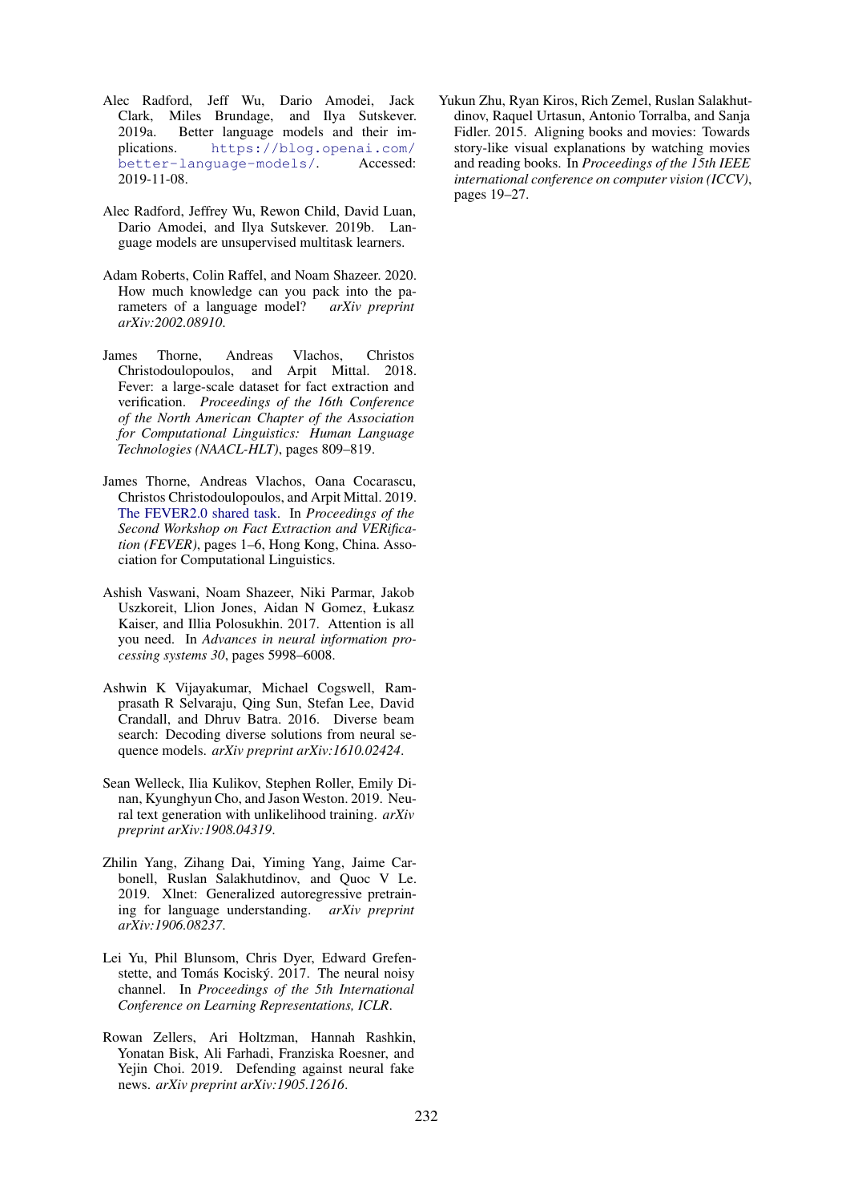Alec Radford, Jeff Wu, Dario Amodei, Jack Clark, Miles Brundage, and Ilya Sutskever. 2019a. Better language models and their implications. https://blog.openai.com/better-language-models/. Accessed: 2019-11-08.

Alec Radford, Jeffrey Wu, Rewon Child, David Luan, Dario Amodei, and Ilya Sutskever. 2019b. Language models are unsupervised multitask learners.

Adam Roberts, Colin Raffel, and Noam Shazeer. 2020. How much knowledge can you pack into the parameters of a language model? *arXiv preprint arXiv:2002.08910*.

James Thorne, Andreas Vlachos, Christos Christodoulopoulos, and Arpit Mittal. 2018. Fever: a large-scale dataset for fact extraction and verification. *Proceedings of the 16th Conference of the North American Chapter of the Association for Computational Linguistics: Human Language Technologies (NAACL-HLT)*, pages 809–819.

James Thorne, Andreas Vlachos, Oana Cocarascu, Christos Christodoulopoulos, and Arpit Mittal. 2019. The FEVER2.0 shared task. In *Proceedings of the Second Workshop on Fact Extraction and VERification (FEVER)*, pages 1–6, Hong Kong, China. Association for Computational Linguistics.

Ashish Vaswani, Noam Shazeer, Niki Parmar, Jakob Uszkoreit, Llion Jones, Aidan N Gomez, Łukasz Kaiser, and Illia Polosukhin. 2017. Attention is all you need. In *Advances in neural information processing systems 30*, pages 5998–6008.

Ashwin K Vijayakumar, Michael Cogswell, Ramprasath R Selvaraju, Qing Sun, Stefan Lee, David Crandall, and Dhruv Batra. 2016. Diverse beam search: Decoding diverse solutions from neural sequence models. *arXiv preprint arXiv:1610.02424*.

Sean Welleck, Ilia Kulikov, Stephen Roller, Emily Dinan, Kyunghyun Cho, and Jason Weston. 2019. Neural text generation with unlikelihood training. *arXiv preprint arXiv:1908.04319*.

Zhilin Yang, Zihang Dai, Yiming Yang, Jaime Carbonell, Ruslan Salakhutdinov, and Quoc V Le. 2019. Xlnet: Generalized autoregressive pretraining for language understanding. *arXiv preprint arXiv:1906.08237*.

Lei Yu, Phil Blunsom, Chris Dyer, Edward Grefenstette, and Tomás Kociský. 2017. The neural noisy channel. In *Proceedings of the 5th International Conference on Learning Representations, ICLR*.

Rowan Zellers, Ari Holtzman, Hannah Rashkin, Yonatan Bisk, Ali Farhadi, Franziska Roesner, and Yejin Choi. 2019. Defending against neural fake news. *arXiv preprint arXiv:1905.12616*.

Yukun Zhu, Ryan Kiros, Rich Zemel, Ruslan Salakhutdinov, Raquel Urtasun, Antonio Torralba, and Sanja Fidler. 2015. Aligning books and movies: Towards story-like visual explanations by watching movies and reading books. In *Proceedings of the 15th IEEE international conference on computer vision (ICCV)*, pages 19–27.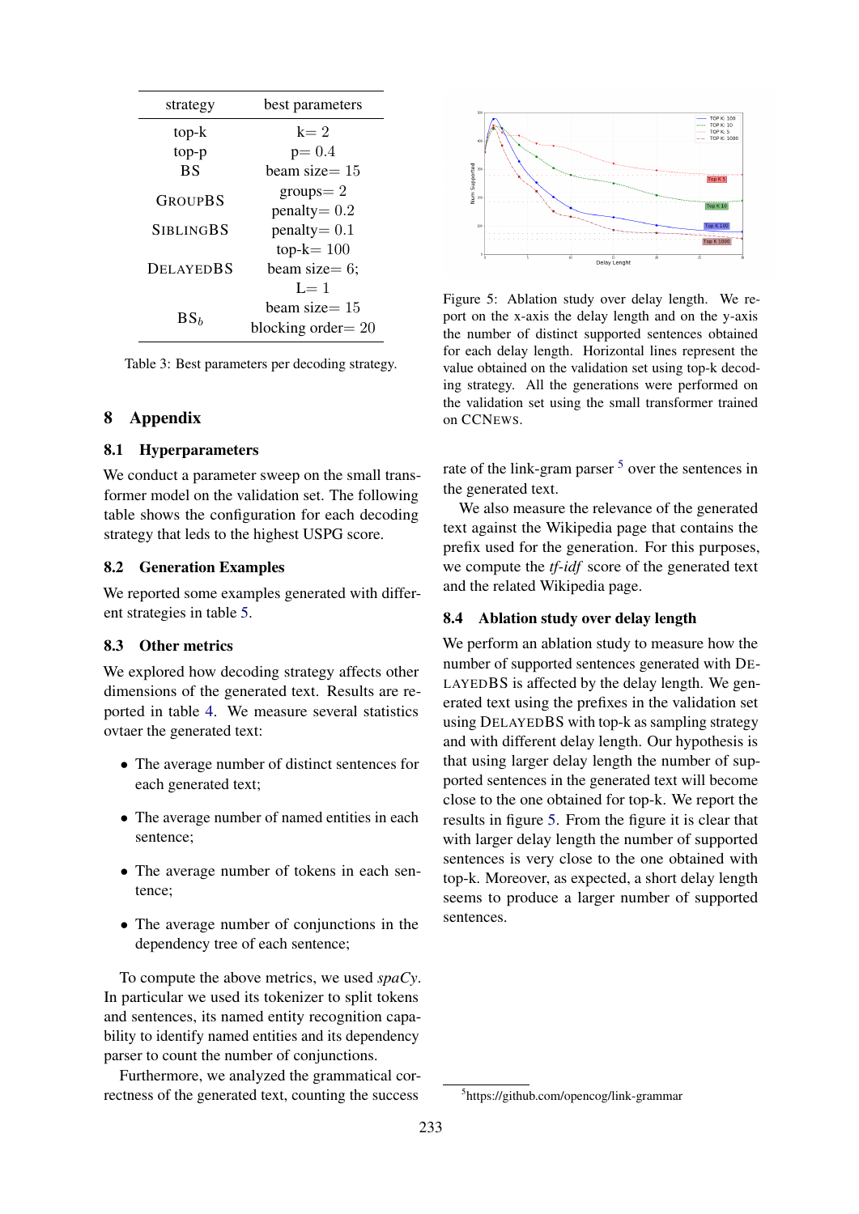| strategy | best parameters |
|---|---|
| top-k | k= 2 |
| top-p | p= 0.4 |
| BS | beam size= 15 |
| GROUPBS | groups= 2 <br> penalty= 0.2 |
| SIBLINGBS | penalty= 0.1 |
| DELAYEDBS | top-k= 100 <br> beam size= 6; <br> L= 1 |
| $BS_b$ | beam size= 15 <br> blocking order= 20 |

Table 3: Best parameters per decoding strategy.

# 8 Appendix

## 8.1 Hyperparameters

We conduct a parameter sweep on the small transformer model on the validation set. The following table shows the configuration for each decoding strategy that leds to the highest USPG score.

## 8.2 Generation Examples

We reported some examples generated with different strategies in table 5.

## 8.3 Other metrics

We explored how decoding strategy affects other dimensions of the generated text. Results are reported in table 4. We measure several statistics ovtaer the generated text:

- The average number of distinct sentences for each generated text;
- The average number of named entities in each sentence;
- The average number of tokens in each sentence;
- The average number of conjunctions in the dependency tree of each sentence;

To compute the above metrics, we used *spaCy*. In particular we used its tokenizer to split tokens and sentences, its named entity recognition capability to identify named entities and its dependency parser to count the number of conjunctions.

Furthermore, we analyzed the grammatical correctness of the generated text, counting the success rate of the link-gram parser [5] over the sentences in the generated text.

We also measure the relevance of the generated text against the Wikipedia page that contains the prefix used for the generation. For this purposes, we compute the *tf-idf* score of the generated text and the related Wikipedia page.

Figure 5: Ablation study over delay length. We report on the x-axis the delay length and on the y-axis the number of distinct supported sentences obtained for each delay length. Horizontal lines represent the value obtained on the validation set using top-k decoding strategy. All the generations were performed on the validation set using the small transformer trained on CCNEWS.

## 8.4 Ablation study over delay length

We perform an ablation study to measure how the number of supported sentences generated with DELAYEDBS is affected by the delay length. We generated text using the prefixes in the validation set using DELAYEDBS with top-k as sampling strategy and with different delay length. Our hypothesis is that using larger delay length the number of supported sentences in the generated text will become close to the one obtained for top-k. We report the results in figure 5. From the figure it is clear that with larger delay length the number of supported sentences is very close to the one obtained with top-k. Moreover, as expected, a short delay length seems to produce a larger number of supported sentences.

[5] https://github.com/opencog/link-grammar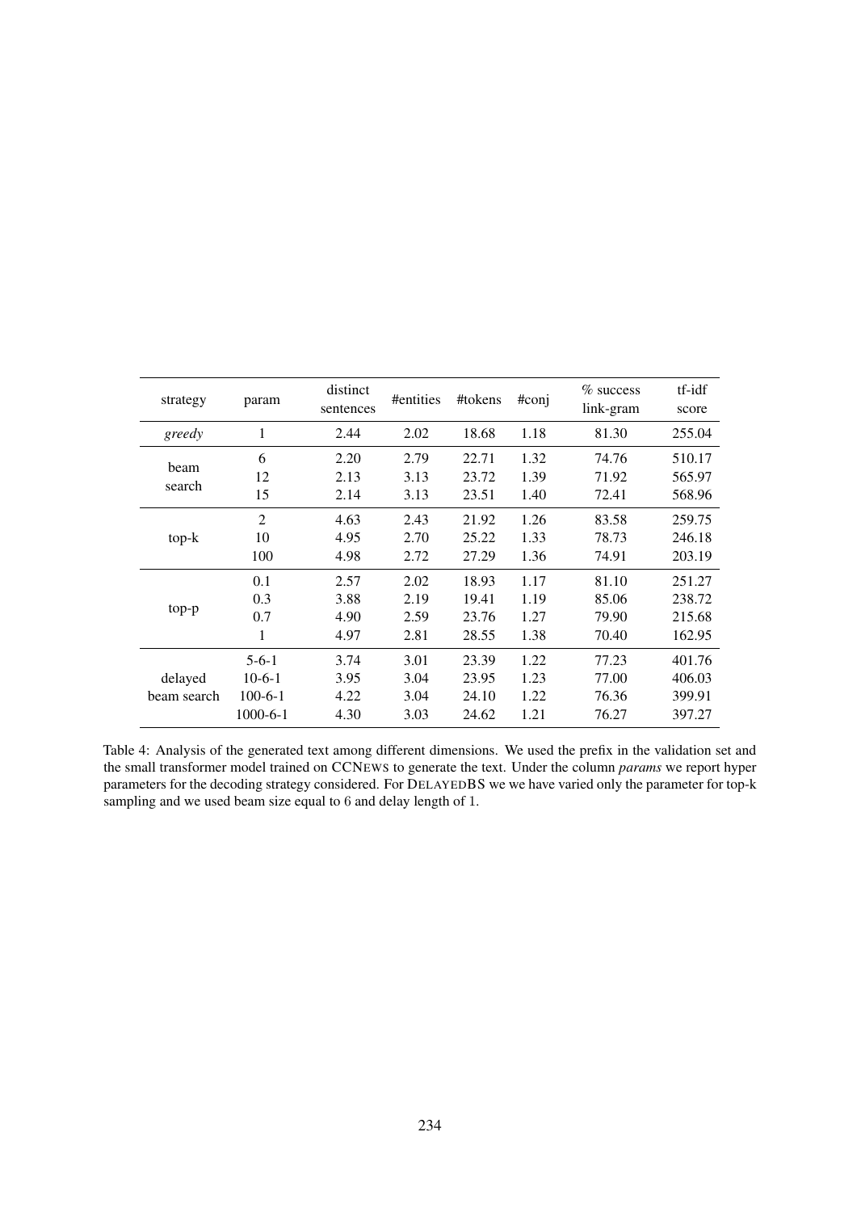| strategy | param | distinct sentences | #entities | #tokens | #conj | % success link-gram | tf-idf score |
|---|---|---|---|---|---|---|---|
| *greedy* | 1 | 2.44 | 2.02 | 18.68 | 1.18 | 81.30 | 255.04 |
| beam search | 6 | 2.20 | 2.79 | 22.71 | 1.32 | 74.76 | 510.17 |
| | 12 | 2.13 | 3.13 | 23.72 | 1.39 | 71.92 | 565.97 |
| | 15 | 2.14 | 3.13 | 23.51 | 1.40 | 72.41 | 568.96 |
| top-k | 2 | 4.63 | 2.43 | 21.92 | 1.26 | 83.58 | 259.75 |
| | 10 | 4.95 | 2.70 | 25.22 | 1.33 | 78.73 | 246.18 |
| | 100 | 4.98 | 2.72 | 27.29 | 1.36 | 74.91 | 203.19 |
| top-p | 0.1 | 2.57 | 2.02 | 18.93 | 1.17 | 81.10 | 251.27 |
| | 0.3 | 3.88 | 2.19 | 19.41 | 1.19 | 85.06 | 238.72 |
| | 0.7 | 4.90 | 2.59 | 23.76 | 1.27 | 79.90 | 215.68 |
| | 1 | 4.97 | 2.81 | 28.55 | 1.38 | 70.40 | 162.95 |
| delayed beam search | 5-6-1 | 3.74 | 3.01 | 23.39 | 1.22 | 77.23 | 401.76 |
| | 10-6-1 | 3.95 | 3.04 | 23.95 | 1.23 | 77.00 | 406.03 |
| | 100-6-1 | 4.22 | 3.04 | 24.10 | 1.22 | 76.36 | 399.91 |
| | 1000-6-1 | 4.30 | 3.03 | 24.62 | 1.21 | 76.27 | 397.27 |

Table 4: Analysis of the generated text among different dimensions. We used the prefix in the validation set and the small transformer model trained on CCNEWS to generate the text. Under the column *params* we report hyper parameters for the decoding strategy considered. For DELAYEDBS we we have varied only the parameter for top-k sampling and we used beam size equal to 6 and delay length of 1.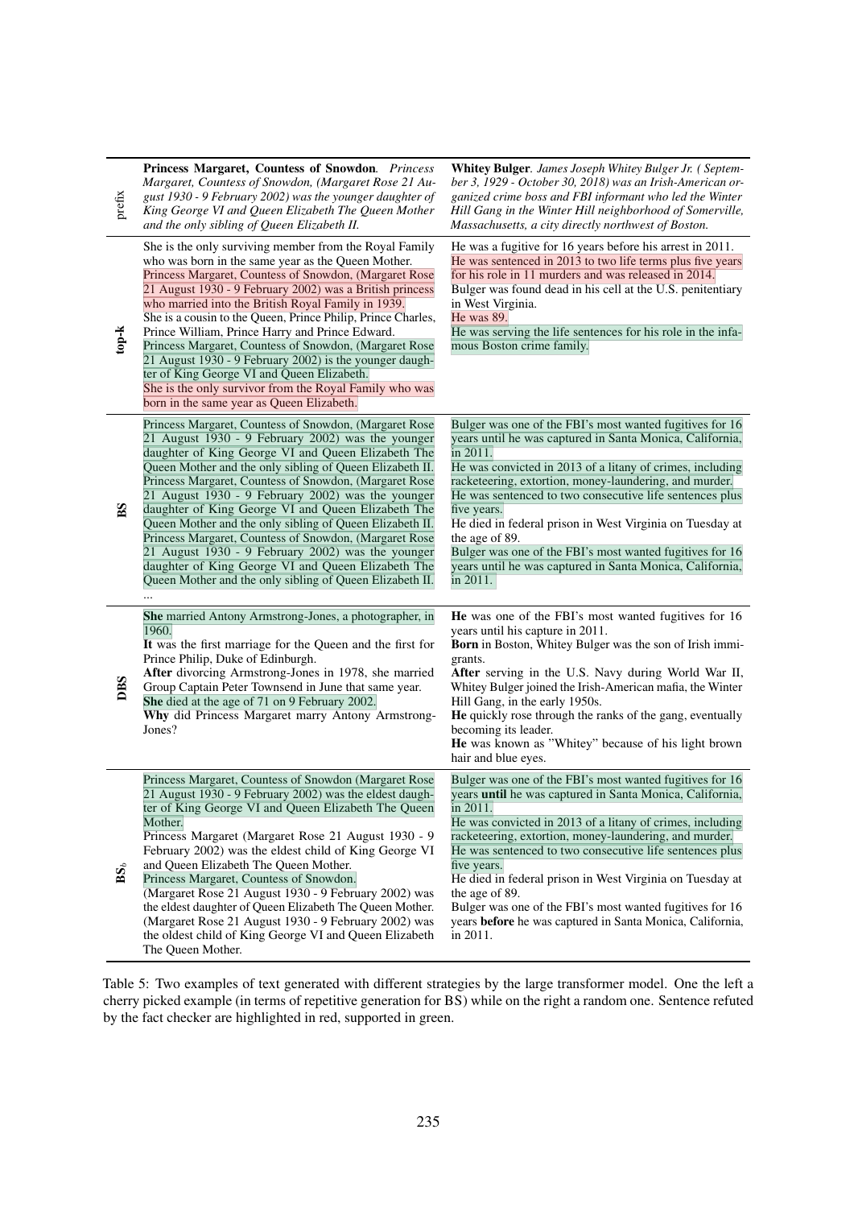| | | |
|---|---|---|
| prefix | **Princess Margaret, Countess of Snowdon**. *Princess Margaret, Countess of Snowdon, (Margaret Rose 21 August 1930 - 9 February 2002) was the younger daughter of King George VI and Queen Elizabeth The Queen Mother and the only sibling of Queen Elizabeth II.* | **Whitey Bulger**. *James Joseph Whitey Bulger Jr. ( September 3, 1929 - October 30, 2018) was an Irish-American organized crime boss and FBI informant who led the Winter Hill Gang in the Winter Hill neighborhood of Somerville, Massachusetts, a city directly northwest of Boston.* |
| **top-k** | She is the only surviving member from the Royal Family who was born in the same year as the Queen Mother.<br>Princess Margaret, Countess of Snowdon, (Margaret Rose 21 August 1930 - 9 February 2002) was a British princess who married into the British Royal Family in 1939.<br>She is a cousin to the Queen, Prince Philip, Prince Charles, Prince William, Prince Harry and Prince Edward.<br>Princess Margaret, Countess of Snowdon, (Margaret Rose 21 August 1930 - 9 February 2002) is the younger daughter of King George VI and Queen Elizabeth.<br>She is the only survivor from the Royal Family who was born in the same year as Queen Elizabeth. | He was a fugitive for 16 years before his arrest in 2011.<br>He was sentenced in 2013 to two life terms plus five years for his role in 11 murders and was released in 2014.<br>Bulger was found dead in his cell at the U.S. penitentiary in West Virginia.<br>He was 89.<br>He was serving the life sentences for his role in the infamous Boston crime family. |
| **BS** | Princess Margaret, Countess of Snowdon, (Margaret Rose 21 August 1930 - 9 February 2002) was the younger daughter of King George VI and Queen Elizabeth The Queen Mother and the only sibling of Queen Elizabeth II.<br>Princess Margaret, Countess of Snowdon, (Margaret Rose 21 August 1930 - 9 February 2002) was the younger daughter of King George VI and Queen Elizabeth The Queen Mother and the only sibling of Queen Elizabeth II.<br>Princess Margaret, Countess of Snowdon, (Margaret Rose 21 August 1930 - 9 February 2002) was the younger daughter of King George VI and Queen Elizabeth The Queen Mother and the only sibling of Queen Elizabeth II.<br>... | Bulger was one of the FBI's most wanted fugitives for 16 years until he was captured in Santa Monica, California, in 2011.<br>He was convicted in 2013 of a litany of crimes, including racketeering, extortion, money-laundering, and murder.<br>He was sentenced to two consecutive life sentences plus five years.<br>He died in federal prison in West Virginia on Tuesday at the age of 89.<br>Bulger was one of the FBI's most wanted fugitives for 16 years until he was captured in Santa Monica, California, in 2011. |
| **DBS** | **She** married Antony Armstrong-Jones, a photographer, in 1960.<br>**It** was the first marriage for the Queen and the first for Prince Philip, Duke of Edinburgh.<br>**After** divorcing Armstrong-Jones in 1978, she married Group Captain Peter Townsend in June that same year.<br>**She** died at the age of 71 on 9 February 2002.<br>**Why** did Princess Margaret marry Antony Armstrong-Jones? | **He** was one of the FBI's most wanted fugitives for 16 years until his capture in 2011.<br>**Born** in Boston, Whitey Bulger was the son of Irish immigrants.<br>**After** serving in the U.S. Navy during World War II, Whitey Bulger joined the Irish-American mafia, the Winter Hill Gang, in the early 1950s.<br>**He** quickly rose through the ranks of the gang, eventually becoming its leader.<br>**He** was known as "Whitey" because of his light brown hair and blue eyes. |
| **BS$_b$** | Princess Margaret, Countess of Snowdon (Margaret Rose 21 August 1930 - 9 February 2002) was the eldest daughter of King George VI and Queen Elizabeth The Queen Mother.<br>Princess Margaret (Margaret Rose 21 August 1930 - 9 February 2002) was the eldest child of King George VI and Queen Elizabeth The Queen Mother.<br>Princess Margaret, Countess of Snowdon.<br>(Margaret Rose 21 August 1930 - 9 February 2002) was the eldest daughter of Queen Elizabeth The Queen Mother.<br>(Margaret Rose 21 August 1930 - 9 February 2002) was the oldest child of King George VI and Queen Elizabeth The Queen Mother. | Bulger was one of the FBI's most wanted fugitives for 16 years **until** he was captured in Santa Monica, California, in 2011.<br>He was convicted in 2013 of a litany of crimes, including racketeering, extortion, money-laundering, and murder.<br>He was sentenced to two consecutive life sentences plus five years.<br>He died in federal prison in West Virginia on Tuesday at the age of 89.<br>Bulger was one of the FBI's most wanted fugitives for 16 years **before** he was captured in Santa Monica, California, in 2011. |

Table 5: Two examples of text generated with different strategies by the large transformer model. One the left a cherry picked example (in terms of repetitive generation for BS) while on the right a random one. Sentence refuted by the fact checker are highlighted in red, supported in green.